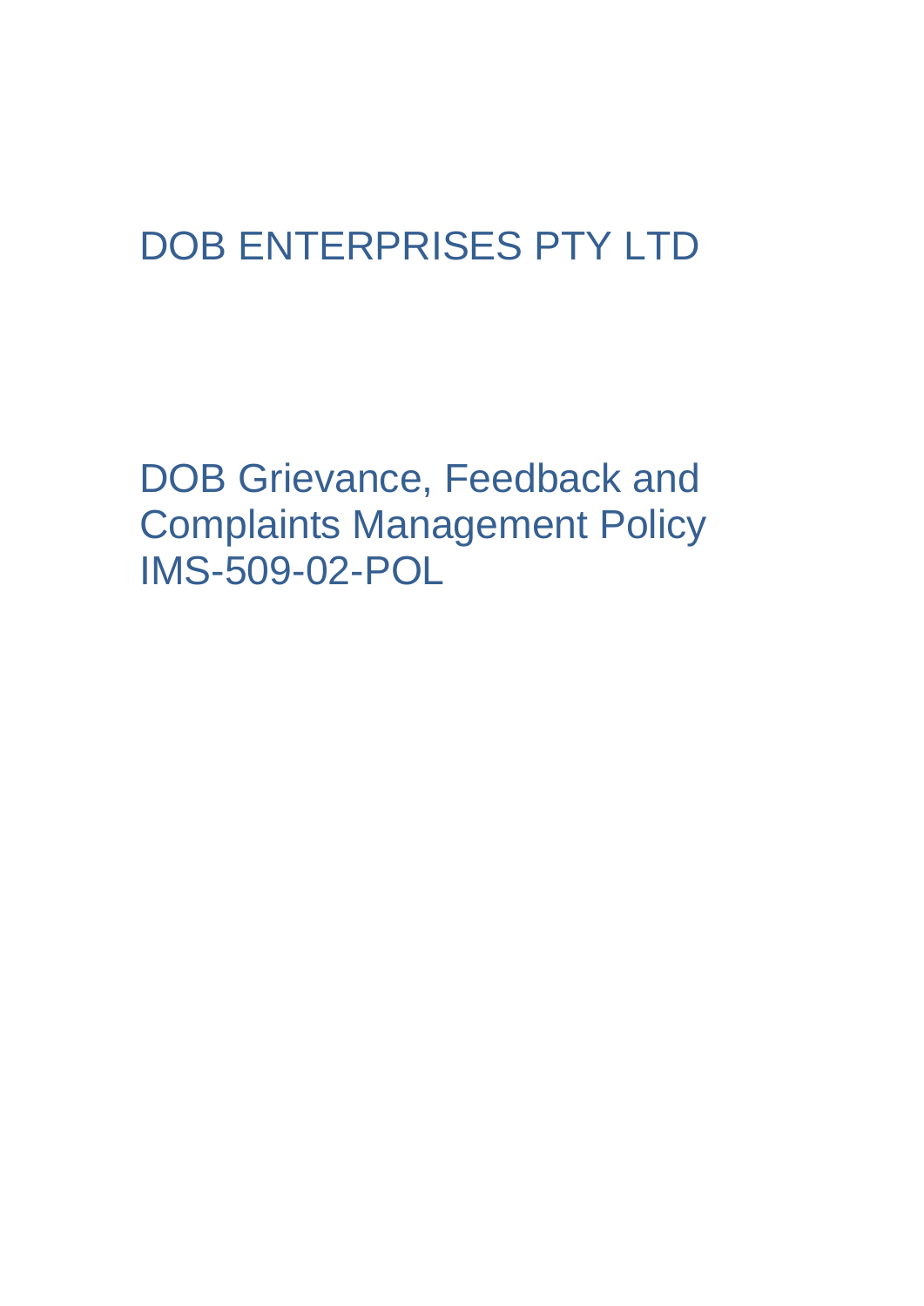# DOB ENTERPRISES PTY LTD

# DOB Grievance, Feedback and Complaints Management Policy IMS-509-02-POL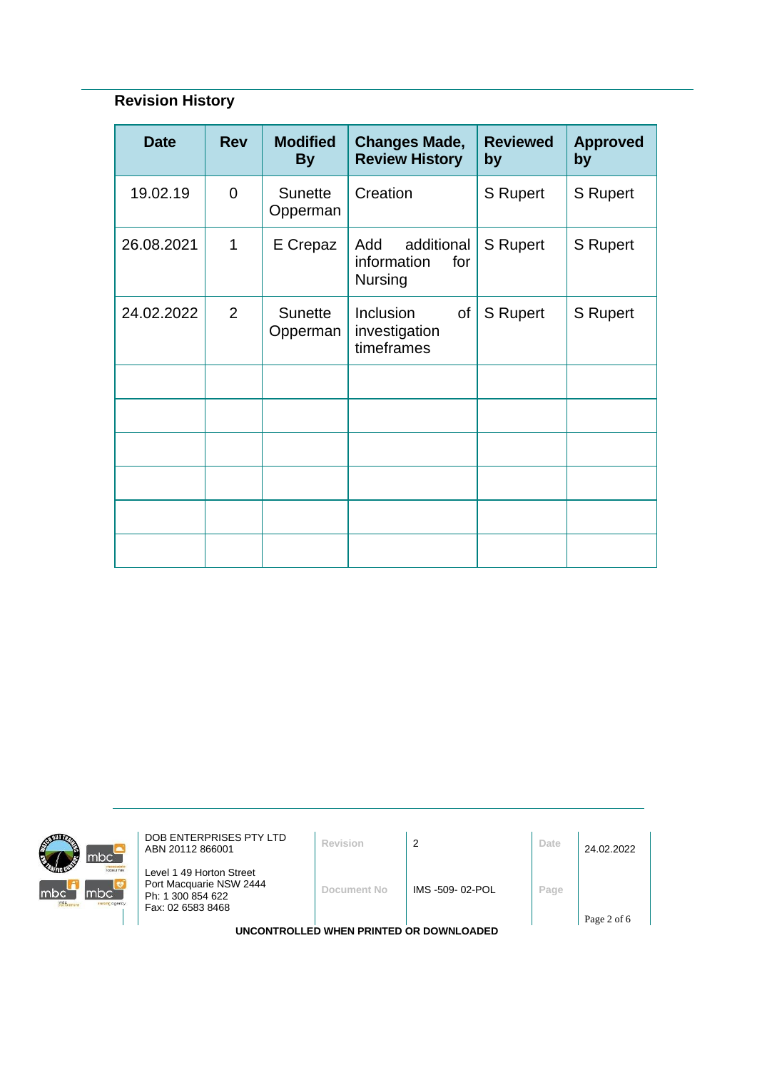## Revision History

| Date | Rev | Modified By | Changes Made, Review History | Reviewed by | Approved by |
|---|---|---|---|---|---|
| 19.02.19 | 0 | Sunette Opperman | Creation | S Rupert | S Rupert |
| 26.08.2021 | 1 | E Crepaz | Add additional information for Nursing | S Rupert | S Rupert |
| 24.02.2022 | 2 | Sunette Opperman | Inclusion of investigation timeframes | S Rupert | S Rupert |
| | | | | | |
| | | | | | |
| | | | | | |
| | | | | | |
| | | | | | |
| | | | | | |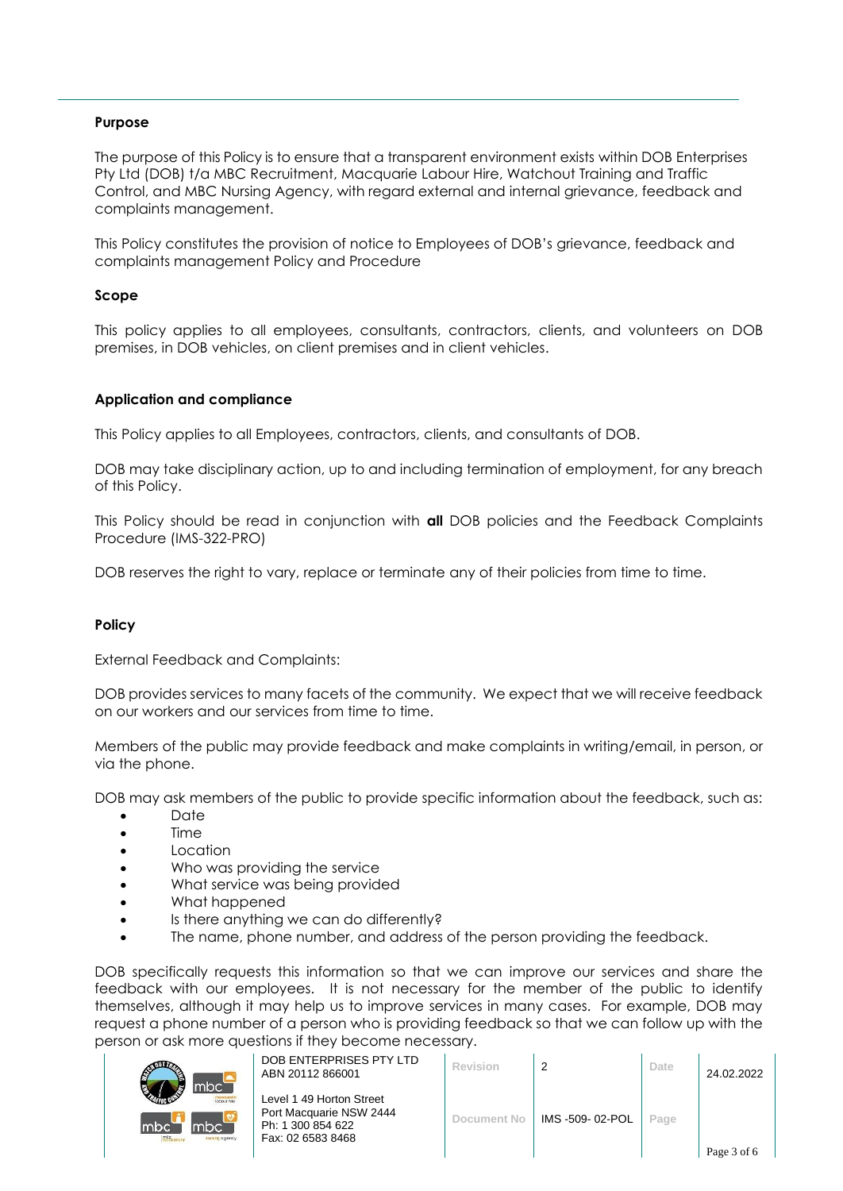**Purpose**

The purpose of this Policy is to ensure that a transparent environment exists within DOB Enterprises Pty Ltd (DOB) t/a MBC Recruitment, Macquarie Labour Hire, Watchout Training and Traffic Control, and MBC Nursing Agency, with regard external and internal grievance, feedback and complaints management.

This Policy constitutes the provision of notice to Employees of DOB's grievance, feedback and complaints management Policy and Procedure

**Scope**

This policy applies to all employees, consultants, contractors, clients, and volunteers on DOB premises, in DOB vehicles, on client premises and in client vehicles.

**Application and compliance**

This Policy applies to all Employees, contractors, clients, and consultants of DOB.

DOB may take disciplinary action, up to and including termination of employment, for any breach of this Policy.

This Policy should be read in conjunction with **all** DOB policies and the Feedback Complaints Procedure (IMS-322-PRO)

DOB reserves the right to vary, replace or terminate any of their policies from time to time.

**Policy**

External Feedback and Complaints:

DOB provides services to many facets of the community. We expect that we will receive feedback on our workers and our services from time to time.

Members of the public may provide feedback and make complaints in writing/email, in person, or via the phone.

DOB may ask members of the public to provide specific information about the feedback, such as:

- Date
- Time
- Location
- Who was providing the service
- What service was being provided
- What happened
- Is there anything we can do differently?
- The name, phone number, and address of the person providing the feedback.

DOB specifically requests this information so that we can improve our services and share the feedback with our employees. It is not necessary for the member of the public to identify themselves, although it may help us to improve services in many cases. For example, DOB may request a phone number of a person who is providing feedback so that we can follow up with the person or ask more questions if they become necessary.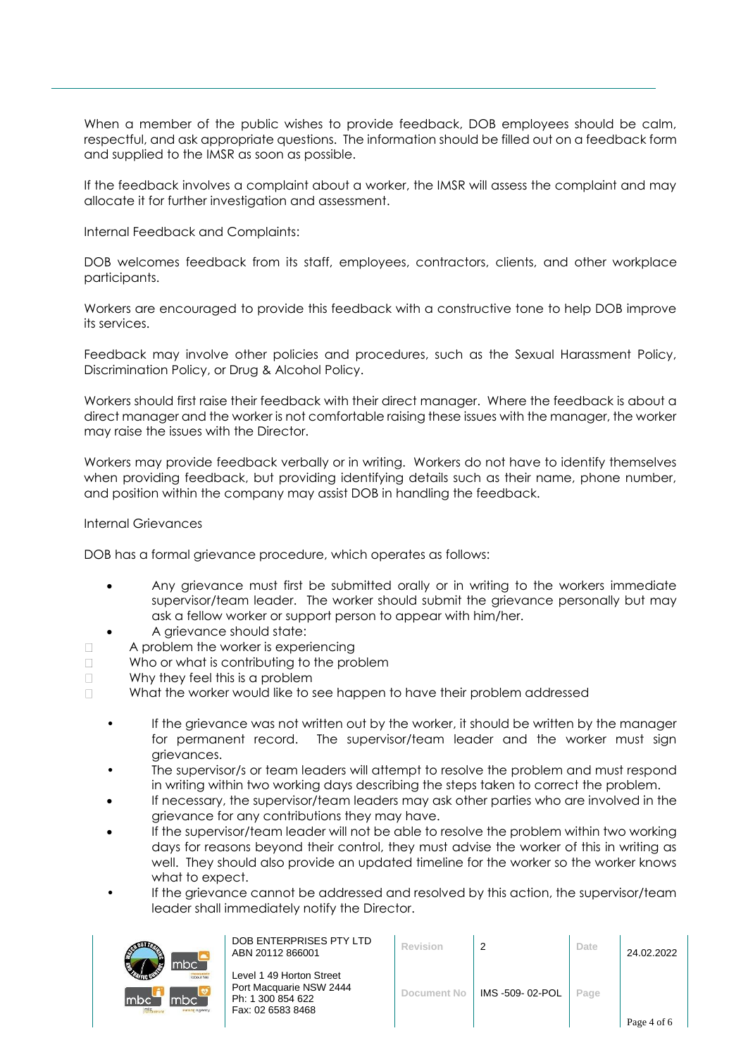When a member of the public wishes to provide feedback, DOB employees should be calm, respectful, and ask appropriate questions. The information should be filled out on a feedback form and supplied to the IMSR as soon as possible.

If the feedback involves a complaint about a worker, the IMSR will assess the complaint and may allocate it for further investigation and assessment.

Internal Feedback and Complaints:

DOB welcomes feedback from its staff, employees, contractors, clients, and other workplace participants.

Workers are encouraged to provide this feedback with a constructive tone to help DOB improve its services.

Feedback may involve other policies and procedures, such as the Sexual Harassment Policy, Discrimination Policy, or Drug & Alcohol Policy.

Workers should first raise their feedback with their direct manager. Where the feedback is about a direct manager and the worker is not comfortable raising these issues with the manager, the worker may raise the issues with the Director.

Workers may provide feedback verbally or in writing. Workers do not have to identify themselves when providing feedback, but providing identifying details such as their name, phone number, and position within the company may assist DOB in handling the feedback.

Internal Grievances

DOB has a formal grievance procedure, which operates as follows:

- Any grievance must first be submitted orally or in writing to the workers immediate supervisor/team leader. The worker should submit the grievance personally but may ask a fellow worker or support person to appear with him/her.
- A grievance should state:
  - A problem the worker is experiencing
  - Who or what is contributing to the problem
  - Why they feel this is a problem
  - What the worker would like to see happen to have their problem addressed
- If the grievance was not written out by the worker, it should be written by the manager for permanent record. The supervisor/team leader and the worker must sign grievances.
- The supervisor/s or team leaders will attempt to resolve the problem and must respond in writing within two working days describing the steps taken to correct the problem.
- If necessary, the supervisor/team leaders may ask other parties who are involved in the grievance for any contributions they may have.
- If the supervisor/team leader will not be able to resolve the problem within two working days for reasons beyond their control, they must advise the worker of this in writing as well. They should also provide an updated timeline for the worker so the worker knows what to expect.
- If the grievance cannot be addressed and resolved by this action, the supervisor/team leader shall immediately notify the Director.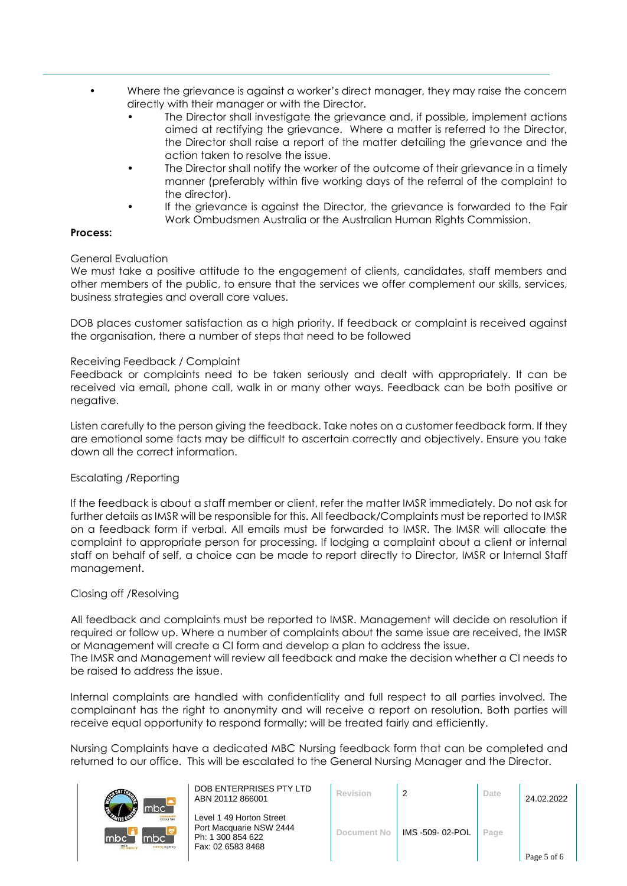- Where the grievance is against a worker's direct manager, they may raise the concern directly with their manager or with the Director.
  - The Director shall investigate the grievance and, if possible, implement actions aimed at rectifying the grievance. Where a matter is referred to the Director, the Director shall raise a report of the matter detailing the grievance and the action taken to resolve the issue.
  - The Director shall notify the worker of the outcome of their grievance in a timely manner (preferably within five working days of the referral of the complaint to the director).
  - If the grievance is against the Director, the grievance is forwarded to the Fair Work Ombudsmen Australia or the Australian Human Rights Commission.

**Process:**

General Evaluation

We must take a positive attitude to the engagement of clients, candidates, staff members and other members of the public, to ensure that the services we offer complement our skills, services, business strategies and overall core values.

DOB places customer satisfaction as a high priority. If feedback or complaint is received against the organisation, there a number of steps that need to be followed

Receiving Feedback / Complaint

Feedback or complaints need to be taken seriously and dealt with appropriately. It can be received via email, phone call, walk in or many other ways. Feedback can be both positive or negative.

Listen carefully to the person giving the feedback. Take notes on a customer feedback form. If they are emotional some facts may be difficult to ascertain correctly and objectively. Ensure you take down all the correct information.

Escalating /Reporting

If the feedback is about a staff member or client, refer the matter IMSR immediately. Do not ask for further details as IMSR will be responsible for this. All feedback/Complaints must be reported to IMSR on a feedback form if verbal. All emails must be forwarded to IMSR. The IMSR will allocate the complaint to appropriate person for processing. If lodging a complaint about a client or internal staff on behalf of self, a choice can be made to report directly to Director, IMSR or Internal Staff management.

Closing off /Resolving

All feedback and complaints must be reported to IMSR. Management will decide on resolution if required or follow up. Where a number of complaints about the same issue are received, the IMSR or Management will create a CI form and develop a plan to address the issue.
The IMSR and Management will review all feedback and make the decision whether a CI needs to be raised to address the issue.

Internal complaints are handled with confidentiality and full respect to all parties involved. The complainant has the right to anonymity and will receive a report on resolution. Both parties will receive equal opportunity to respond formally; will be treated fairly and efficiently.

Nursing Complaints have a dedicated MBC Nursing feedback form that can be completed and returned to our office. This will be escalated to the General Nursing Manager and the Director.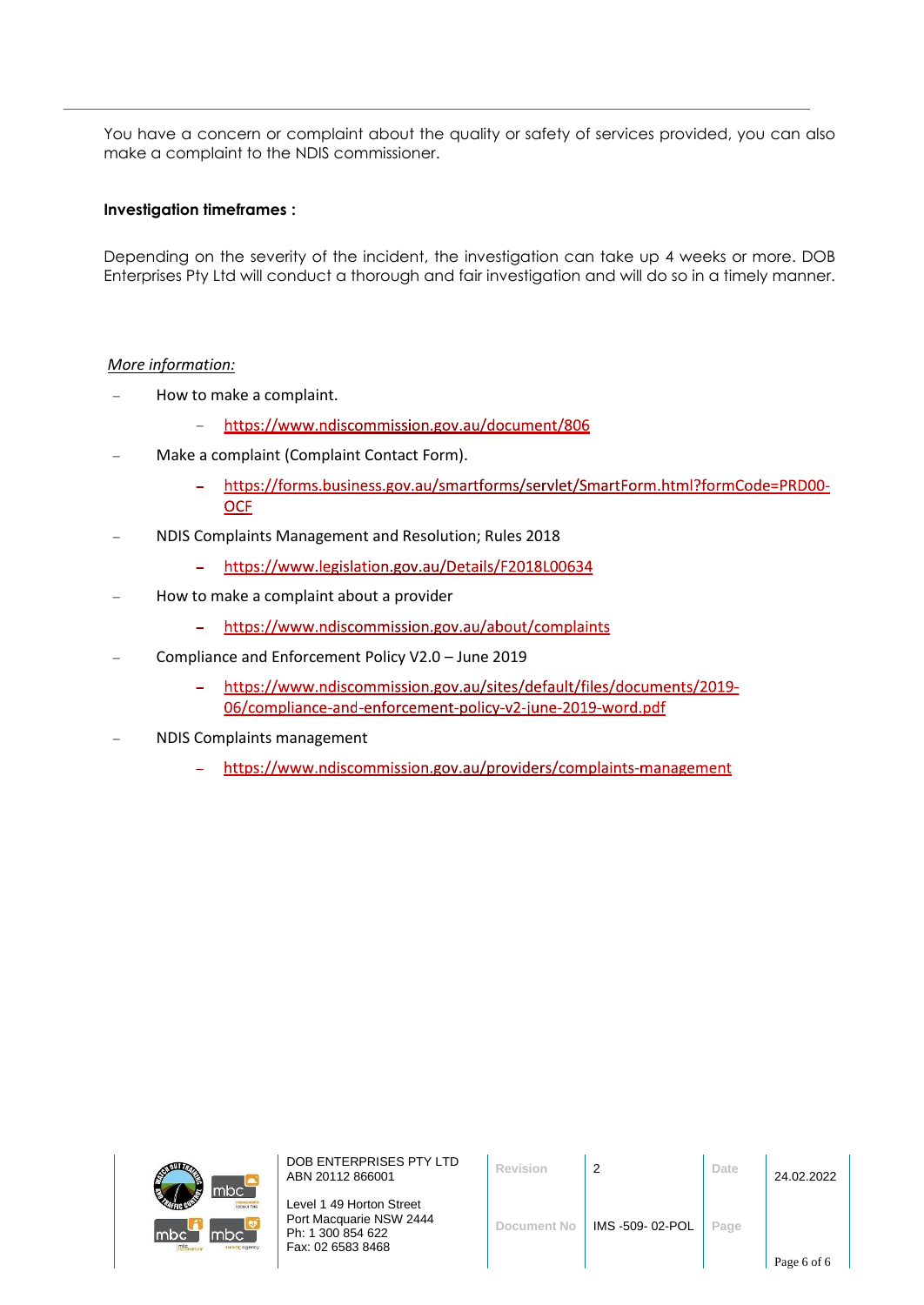You have a concern or complaint about the quality or safety of services provided, you can also make a complaint to the NDIS commissioner.

**Investigation timeframes :**

Depending on the severity of the incident, the investigation can take up 4 weeks or more. DOB Enterprises Pty Ltd will conduct a thorough and fair investigation and will do so in a timely manner.

*More information:*

- How to make a complaint.
  - https://www.ndiscommission.gov.au/document/806
- Make a complaint (Complaint Contact Form).
  - https://forms.business.gov.au/smartforms/servlet/SmartForm.html?formCode=PRD00-OCF
- NDIS Complaints Management and Resolution; Rules 2018
  - https://www.legislation.gov.au/Details/F2018L00634
- How to make a complaint about a provider
  - https://www.ndiscommission.gov.au/about/complaints
- Compliance and Enforcement Policy V2.0 – June 2019
  - https://www.ndiscommission.gov.au/sites/default/files/documents/2019-06/compliance-and-enforcement-policy-v2-june-2019-word.pdf
- NDIS Complaints management
  - https://www.ndiscommission.gov.au/providers/complaints-management

| | | | |
|---|---|---|---|
| DOB ENTERPRISES PTY LTD<br>ABN 20112 866001<br><br>Level 1 49 Horton Street<br>Port Macquarie NSW 2444<br>Ph: 1 300 854 622<br>Fax: 02 6583 8468 | Revision | 2 | Date | 24.02.2022 |
| | Document No | IMS -509- 02-POL | Page | |